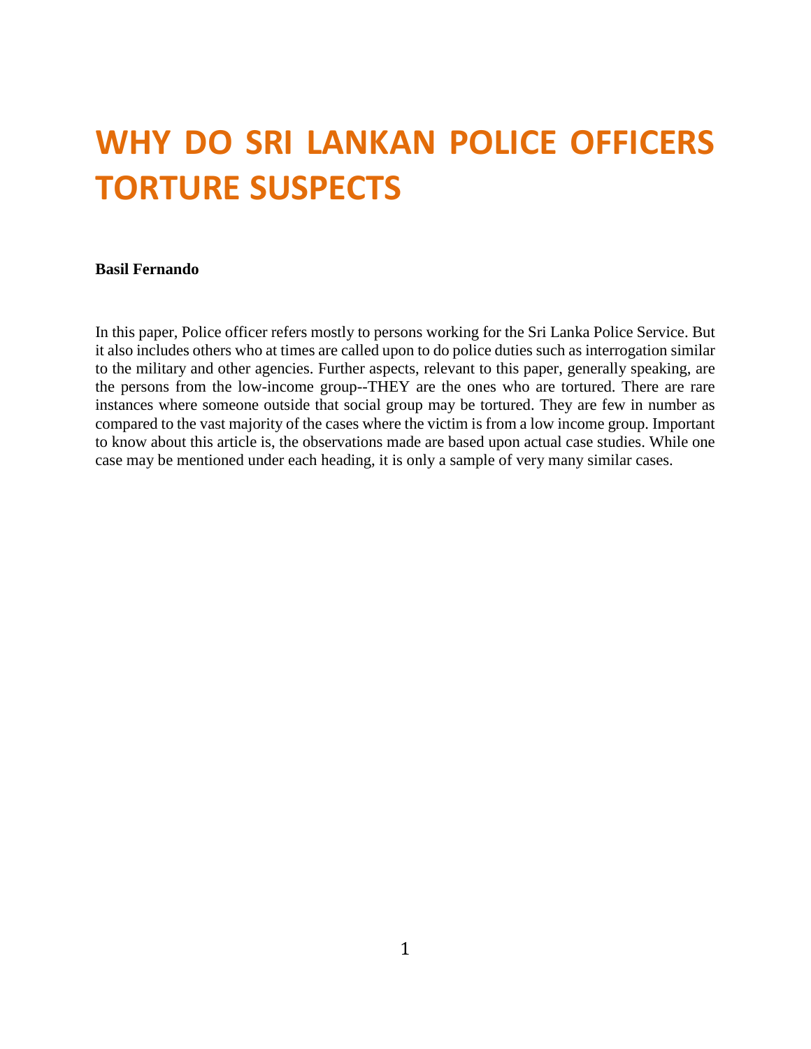# WHY DO SRI LANKAN POLICE OFFICERS TORTURE SUSPECTS

**Basil Fernando**

In this paper, Police officer refers mostly to persons working for the Sri Lanka Police Service. But it also includes others who at times are called upon to do police duties such as interrogation similar to the military and other agencies. Further aspects, relevant to this paper, generally speaking, are the persons from the low-income group--THEY are the ones who are tortured. There are rare instances where someone outside that social group may be tortured. They are few in number as compared to the vast majority of the cases where the victim is from a low income group. Important to know about this article is, the observations made are based upon actual case studies. While one case may be mentioned under each heading, it is only a sample of very many similar cases.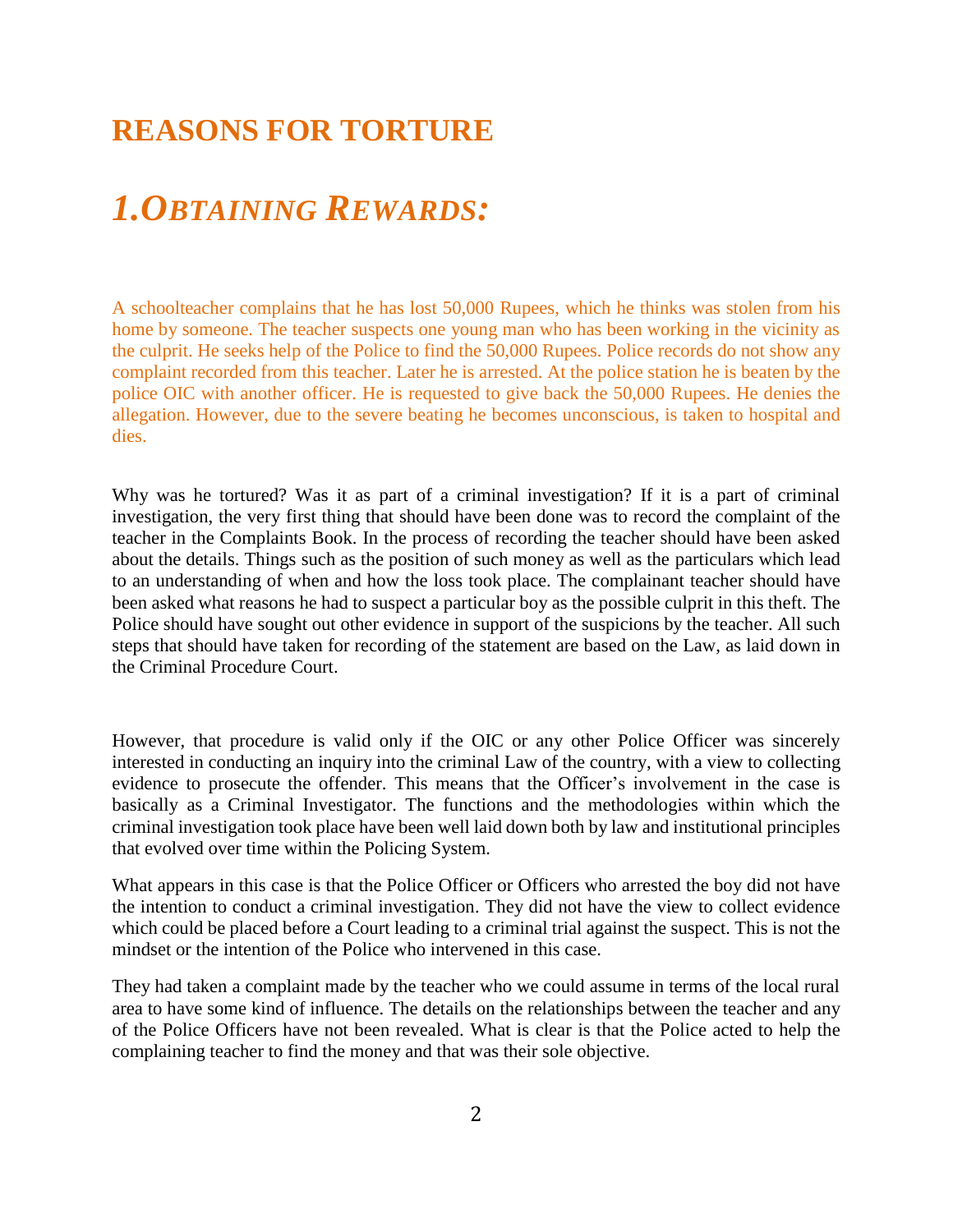# REASONS FOR TORTURE

## *1.OBTAINING REWARDS:*

A schoolteacher complains that he has lost 50,000 Rupees, which he thinks was stolen from his home by someone. The teacher suspects one young man who has been working in the vicinity as the culprit. He seeks help of the Police to find the 50,000 Rupees. Police records do not show any complaint recorded from this teacher. Later he is arrested. At the police station he is beaten by the police OIC with another officer. He is requested to give back the 50,000 Rupees. He denies the allegation. However, due to the severe beating he becomes unconscious, is taken to hospital and dies.

Why was he tortured? Was it as part of a criminal investigation? If it is a part of criminal investigation, the very first thing that should have been done was to record the complaint of the teacher in the Complaints Book. In the process of recording the teacher should have been asked about the details. Things such as the position of such money as well as the particulars which lead to an understanding of when and how the loss took place. The complainant teacher should have been asked what reasons he had to suspect a particular boy as the possible culprit in this theft. The Police should have sought out other evidence in support of the suspicions by the teacher. All such steps that should have taken for recording of the statement are based on the Law, as laid down in the Criminal Procedure Court.

However, that procedure is valid only if the OIC or any other Police Officer was sincerely interested in conducting an inquiry into the criminal Law of the country, with a view to collecting evidence to prosecute the offender. This means that the Officer's involvement in the case is basically as a Criminal Investigator. The functions and the methodologies within which the criminal investigation took place have been well laid down both by law and institutional principles that evolved over time within the Policing System.

What appears in this case is that the Police Officer or Officers who arrested the boy did not have the intention to conduct a criminal investigation. They did not have the view to collect evidence which could be placed before a Court leading to a criminal trial against the suspect. This is not the mindset or the intention of the Police who intervened in this case.

They had taken a complaint made by the teacher who we could assume in terms of the local rural area to have some kind of influence. The details on the relationships between the teacher and any of the Police Officers have not been revealed. What is clear is that the Police acted to help the complaining teacher to find the money and that was their sole objective.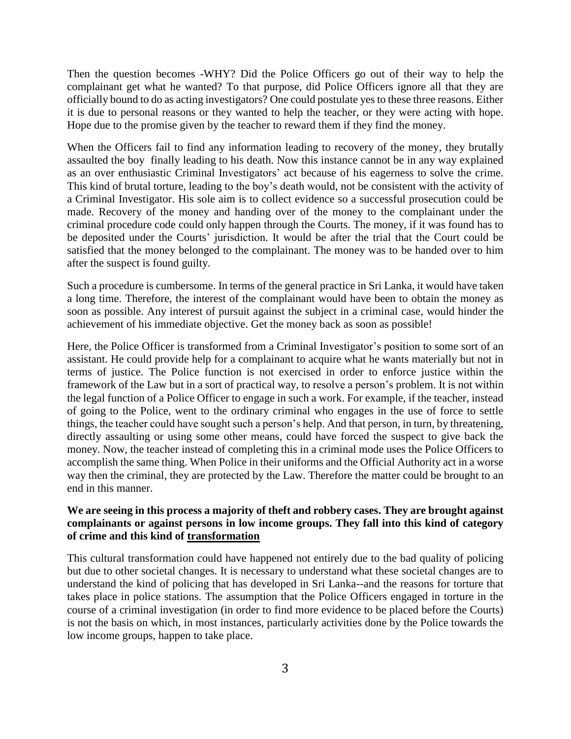Then the question becomes -WHY? Did the Police Officers go out of their way to help the complainant get what he wanted? To that purpose, did Police Officers ignore all that they are officially bound to do as acting investigators? One could postulate yes to these three reasons. Either it is due to personal reasons or they wanted to help the teacher, or they were acting with hope. Hope due to the promise given by the teacher to reward them if they find the money.

When the Officers fail to find any information leading to recovery of the money, they brutally assaulted the boy finally leading to his death. Now this instance cannot be in any way explained as an over enthusiastic Criminal Investigators' act because of his eagerness to solve the crime. This kind of brutal torture, leading to the boy's death would, not be consistent with the activity of a Criminal Investigator. His sole aim is to collect evidence so a successful prosecution could be made. Recovery of the money and handing over of the money to the complainant under the criminal procedure code could only happen through the Courts. The money, if it was found has to be deposited under the Courts' jurisdiction. It would be after the trial that the Court could be satisfied that the money belonged to the complainant. The money was to be handed over to him after the suspect is found guilty.

Such a procedure is cumbersome. In terms of the general practice in Sri Lanka, it would have taken a long time. Therefore, the interest of the complainant would have been to obtain the money as soon as possible. Any interest of pursuit against the subject in a criminal case, would hinder the achievement of his immediate objective. Get the money back as soon as possible!

Here, the Police Officer is transformed from a Criminal Investigator's position to some sort of an assistant. He could provide help for a complainant to acquire what he wants materially but not in terms of justice. The Police function is not exercised in order to enforce justice within the framework of the Law but in a sort of practical way, to resolve a person's problem. It is not within the legal function of a Police Officer to engage in such a work. For example, if the teacher, instead of going to the Police, went to the ordinary criminal who engages in the use of force to settle things, the teacher could have sought such a person's help. And that person, in turn, by threatening, directly assaulting or using some other means, could have forced the suspect to give back the money. Now, the teacher instead of completing this in a criminal mode uses the Police Officers to accomplish the same thing. When Police in their uniforms and the Official Authority act in a worse way then the criminal, they are protected by the Law. Therefore the matter could be brought to an end in this manner.

**We are seeing in this process a majority of theft and robbery cases. They are brought against complainants or against persons in low income groups. They fall into this kind of category of crime and this kind of <u>transformation</u>**

This cultural transformation could have happened not entirely due to the bad quality of policing but due to other societal changes. It is necessary to understand what these societal changes are to understand the kind of policing that has developed in Sri Lanka--and the reasons for torture that takes place in police stations. The assumption that the Police Officers engaged in torture in the course of a criminal investigation (in order to find more evidence to be placed before the Courts) is not the basis on which, in most instances, particularly activities done by the Police towards the low income groups, happen to take place.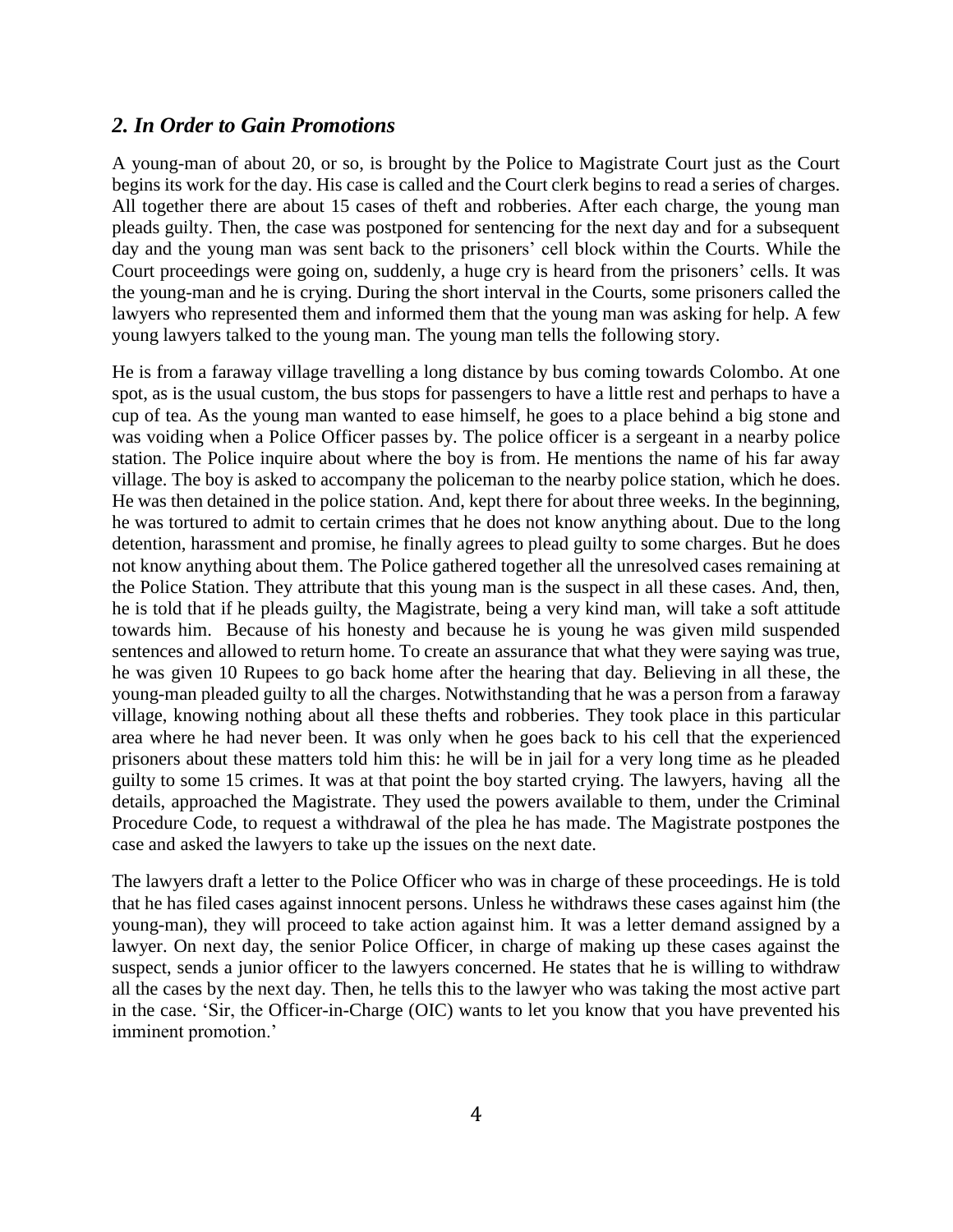## *2. In Order to Gain Promotions*

A young-man of about 20, or so, is brought by the Police to Magistrate Court just as the Court begins its work for the day. His case is called and the Court clerk begins to read a series of charges. All together there are about 15 cases of theft and robberies. After each charge, the young man pleads guilty. Then, the case was postponed for sentencing for the next day and for a subsequent day and the young man was sent back to the prisoners' cell block within the Courts. While the Court proceedings were going on, suddenly, a huge cry is heard from the prisoners' cells. It was the young-man and he is crying. During the short interval in the Courts, some prisoners called the lawyers who represented them and informed them that the young man was asking for help. A few young lawyers talked to the young man. The young man tells the following story.

He is from a faraway village travelling a long distance by bus coming towards Colombo. At one spot, as is the usual custom, the bus stops for passengers to have a little rest and perhaps to have a cup of tea. As the young man wanted to ease himself, he goes to a place behind a big stone and was voiding when a Police Officer passes by. The police officer is a sergeant in a nearby police station. The Police inquire about where the boy is from. He mentions the name of his far away village. The boy is asked to accompany the policeman to the nearby police station, which he does. He was then detained in the police station. And, kept there for about three weeks. In the beginning, he was tortured to admit to certain crimes that he does not know anything about. Due to the long detention, harassment and promise, he finally agrees to plead guilty to some charges. But he does not know anything about them. The Police gathered together all the unresolved cases remaining at the Police Station. They attribute that this young man is the suspect in all these cases. And, then, he is told that if he pleads guilty, the Magistrate, being a very kind man, will take a soft attitude towards him. Because of his honesty and because he is young he was given mild suspended sentences and allowed to return home. To create an assurance that what they were saying was true, he was given 10 Rupees to go back home after the hearing that day. Believing in all these, the young-man pleaded guilty to all the charges. Notwithstanding that he was a person from a faraway village, knowing nothing about all these thefts and robberies. They took place in this particular area where he had never been. It was only when he goes back to his cell that the experienced prisoners about these matters told him this: he will be in jail for a very long time as he pleaded guilty to some 15 crimes. It was at that point the boy started crying. The lawyers, having all the details, approached the Magistrate. They used the powers available to them, under the Criminal Procedure Code, to request a withdrawal of the plea he has made. The Magistrate postpones the case and asked the lawyers to take up the issues on the next date.

The lawyers draft a letter to the Police Officer who was in charge of these proceedings. He is told that he has filed cases against innocent persons. Unless he withdraws these cases against him (the young-man), they will proceed to take action against him. It was a letter demand assigned by a lawyer. On next day, the senior Police Officer, in charge of making up these cases against the suspect, sends a junior officer to the lawyers concerned. He states that he is willing to withdraw all the cases by the next day. Then, he tells this to the lawyer who was taking the most active part in the case. 'Sir, the Officer-in-Charge (OIC) wants to let you know that you have prevented his imminent promotion.'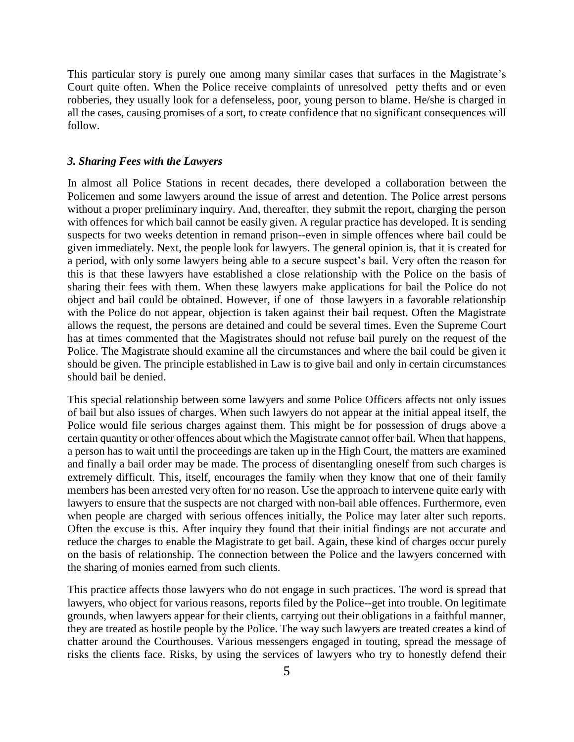This particular story is purely one among many similar cases that surfaces in the Magistrate's Court quite often. When the Police receive complaints of unresolved petty thefts and or even robberies, they usually look for a defenseless, poor, young person to blame. He/she is charged in all the cases, causing promises of a sort, to create confidence that no significant consequences will follow.

### *3. Sharing Fees with the Lawyers*

In almost all Police Stations in recent decades, there developed a collaboration between the Policemen and some lawyers around the issue of arrest and detention. The Police arrest persons without a proper preliminary inquiry. And, thereafter, they submit the report, charging the person with offences for which bail cannot be easily given. A regular practice has developed. It is sending suspects for two weeks detention in remand prison--even in simple offences where bail could be given immediately. Next, the people look for lawyers. The general opinion is, that it is created for a period, with only some lawyers being able to a secure suspect's bail. Very often the reason for this is that these lawyers have established a close relationship with the Police on the basis of sharing their fees with them. When these lawyers make applications for bail the Police do not object and bail could be obtained. However, if one of those lawyers in a favorable relationship with the Police do not appear, objection is taken against their bail request. Often the Magistrate allows the request, the persons are detained and could be several times. Even the Supreme Court has at times commented that the Magistrates should not refuse bail purely on the request of the Police. The Magistrate should examine all the circumstances and where the bail could be given it should be given. The principle established in Law is to give bail and only in certain circumstances should bail be denied.

This special relationship between some lawyers and some Police Officers affects not only issues of bail but also issues of charges. When such lawyers do not appear at the initial appeal itself, the Police would file serious charges against them. This might be for possession of drugs above a certain quantity or other offences about which the Magistrate cannot offer bail. When that happens, a person has to wait until the proceedings are taken up in the High Court, the matters are examined and finally a bail order may be made. The process of disentangling oneself from such charges is extremely difficult. This, itself, encourages the family when they know that one of their family members has been arrested very often for no reason. Use the approach to intervene quite early with lawyers to ensure that the suspects are not charged with non-bail able offences. Furthermore, even when people are charged with serious offences initially, the Police may later alter such reports. Often the excuse is this. After inquiry they found that their initial findings are not accurate and reduce the charges to enable the Magistrate to get bail. Again, these kind of charges occur purely on the basis of relationship. The connection between the Police and the lawyers concerned with the sharing of monies earned from such clients.

This practice affects those lawyers who do not engage in such practices. The word is spread that lawyers, who object for various reasons, reports filed by the Police--get into trouble. On legitimate grounds, when lawyers appear for their clients, carrying out their obligations in a faithful manner, they are treated as hostile people by the Police. The way such lawyers are treated creates a kind of chatter around the Courthouses. Various messengers engaged in touting, spread the message of risks the clients face. Risks, by using the services of lawyers who try to honestly defend their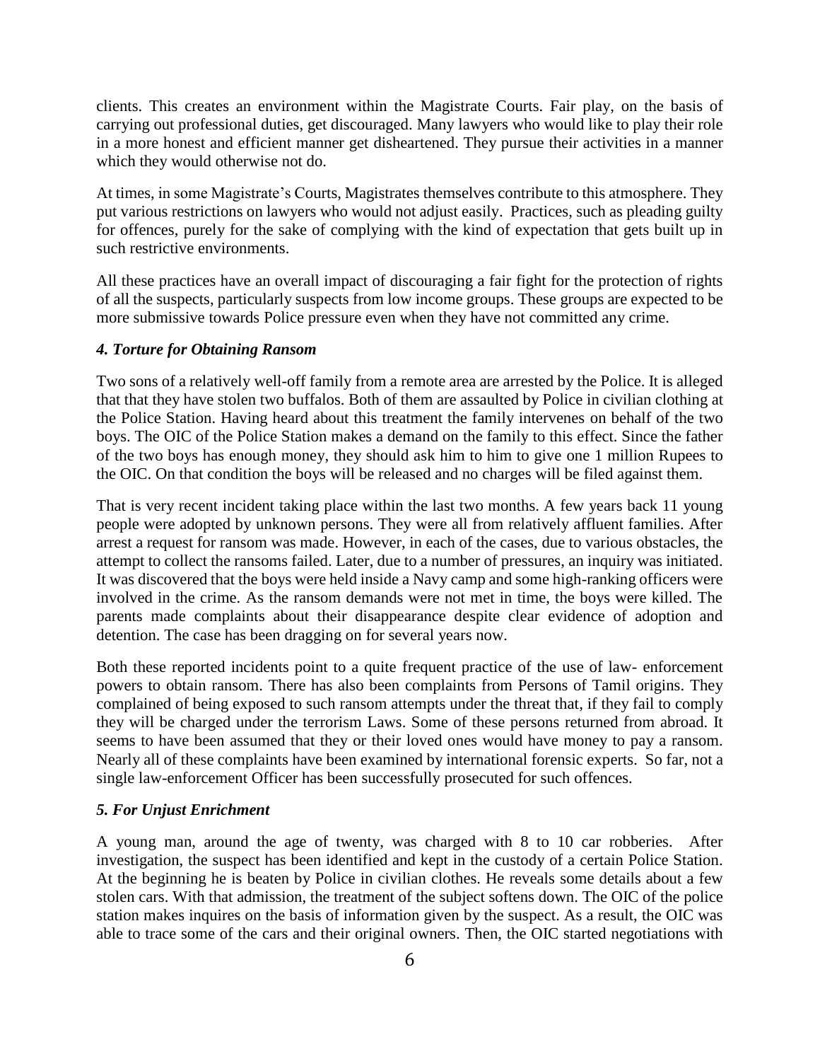clients. This creates an environment within the Magistrate Courts. Fair play, on the basis of carrying out professional duties, get discouraged. Many lawyers who would like to play their role in a more honest and efficient manner get disheartened. They pursue their activities in a manner which they would otherwise not do.

At times, in some Magistrate's Courts, Magistrates themselves contribute to this atmosphere. They put various restrictions on lawyers who would not adjust easily. Practices, such as pleading guilty for offences, purely for the sake of complying with the kind of expectation that gets built up in such restrictive environments.

All these practices have an overall impact of discouraging a fair fight for the protection of rights of all the suspects, particularly suspects from low income groups. These groups are expected to be more submissive towards Police pressure even when they have not committed any crime.

### *4. Torture for Obtaining Ransom*

Two sons of a relatively well-off family from a remote area are arrested by the Police. It is alleged that that they have stolen two buffalos. Both of them are assaulted by Police in civilian clothing at the Police Station. Having heard about this treatment the family intervenes on behalf of the two boys. The OIC of the Police Station makes a demand on the family to this effect. Since the father of the two boys has enough money, they should ask him to him to give one 1 million Rupees to the OIC. On that condition the boys will be released and no charges will be filed against them.

That is very recent incident taking place within the last two months. A few years back 11 young people were adopted by unknown persons. They were all from relatively affluent families. After arrest a request for ransom was made. However, in each of the cases, due to various obstacles, the attempt to collect the ransoms failed. Later, due to a number of pressures, an inquiry was initiated. It was discovered that the boys were held inside a Navy camp and some high-ranking officers were involved in the crime. As the ransom demands were not met in time, the boys were killed. The parents made complaints about their disappearance despite clear evidence of adoption and detention. The case has been dragging on for several years now.

Both these reported incidents point to a quite frequent practice of the use of law- enforcement powers to obtain ransom. There has also been complaints from Persons of Tamil origins. They complained of being exposed to such ransom attempts under the threat that, if they fail to comply they will be charged under the terrorism Laws. Some of these persons returned from abroad. It seems to have been assumed that they or their loved ones would have money to pay a ransom. Nearly all of these complaints have been examined by international forensic experts. So far, not a single law-enforcement Officer has been successfully prosecuted for such offences.

### *5. For Unjust Enrichment*

A young man, around the age of twenty, was charged with 8 to 10 car robberies. After investigation, the suspect has been identified and kept in the custody of a certain Police Station. At the beginning he is beaten by Police in civilian clothes. He reveals some details about a few stolen cars. With that admission, the treatment of the subject softens down. The OIC of the police station makes inquires on the basis of information given by the suspect. As a result, the OIC was able to trace some of the cars and their original owners. Then, the OIC started negotiations with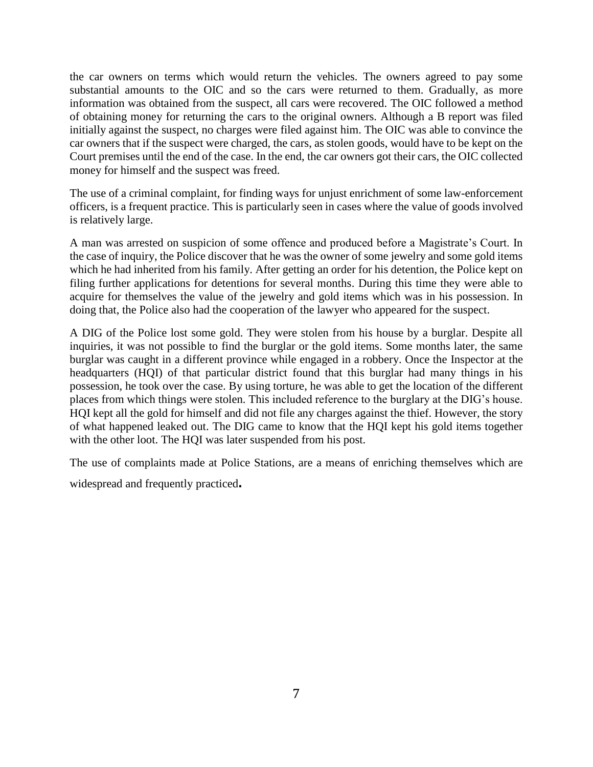the car owners on terms which would return the vehicles. The owners agreed to pay some substantial amounts to the OIC and so the cars were returned to them. Gradually, as more information was obtained from the suspect, all cars were recovered. The OIC followed a method of obtaining money for returning the cars to the original owners. Although a B report was filed initially against the suspect, no charges were filed against him. The OIC was able to convince the car owners that if the suspect were charged, the cars, as stolen goods, would have to be kept on the Court premises until the end of the case. In the end, the car owners got their cars, the OIC collected money for himself and the suspect was freed.

The use of a criminal complaint, for finding ways for unjust enrichment of some law-enforcement officers, is a frequent practice. This is particularly seen in cases where the value of goods involved is relatively large.

A man was arrested on suspicion of some offence and produced before a Magistrate's Court. In the case of inquiry, the Police discover that he was the owner of some jewelry and some gold items which he had inherited from his family. After getting an order for his detention, the Police kept on filing further applications for detentions for several months. During this time they were able to acquire for themselves the value of the jewelry and gold items which was in his possession. In doing that, the Police also had the cooperation of the lawyer who appeared for the suspect.

A DIG of the Police lost some gold. They were stolen from his house by a burglar. Despite all inquiries, it was not possible to find the burglar or the gold items. Some months later, the same burglar was caught in a different province while engaged in a robbery. Once the Inspector at the headquarters (HQI) of that particular district found that this burglar had many things in his possession, he took over the case. By using torture, he was able to get the location of the different places from which things were stolen. This included reference to the burglary at the DIG's house. HQI kept all the gold for himself and did not file any charges against the thief. However, the story of what happened leaked out. The DIG came to know that the HQI kept his gold items together with the other loot. The HQI was later suspended from his post.

The use of complaints made at Police Stations, are a means of enriching themselves which are widespread and frequently practiced**.**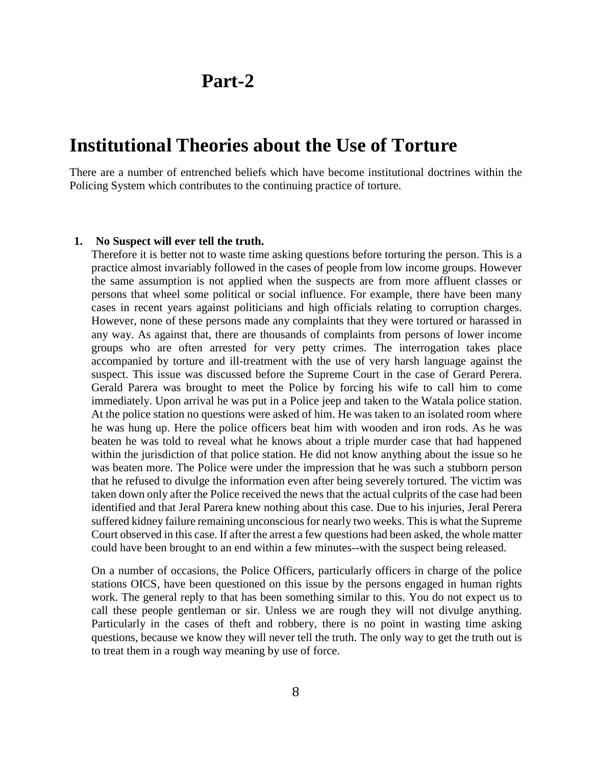# Part-2

## Institutional Theories about the Use of Torture

There are a number of entrenched beliefs which have become institutional doctrines within the Policing System which contributes to the continuing practice of torture.

**1. No Suspect will ever tell the truth.**

Therefore it is better not to waste time asking questions before torturing the person. This is a practice almost invariably followed in the cases of people from low income groups. However the same assumption is not applied when the suspects are from more affluent classes or persons that wheel some political or social influence. For example, there have been many cases in recent years against politicians and high officials relating to corruption charges. However, none of these persons made any complaints that they were tortured or harassed in any way. As against that, there are thousands of complaints from persons of lower income groups who are often arrested for very petty crimes. The interrogation takes place accompanied by torture and ill-treatment with the use of very harsh language against the suspect. This issue was discussed before the Supreme Court in the case of Gerard Perera. Gerald Parera was brought to meet the Police by forcing his wife to call him to come immediately. Upon arrival he was put in a Police jeep and taken to the Watala police station. At the police station no questions were asked of him. He was taken to an isolated room where he was hung up. Here the police officers beat him with wooden and iron rods. As he was beaten he was told to reveal what he knows about a triple murder case that had happened within the jurisdiction of that police station. He did not know anything about the issue so he was beaten more. The Police were under the impression that he was such a stubborn person that he refused to divulge the information even after being severely tortured. The victim was taken down only after the Police received the news that the actual culprits of the case had been identified and that Jeral Parera knew nothing about this case. Due to his injuries, Jeral Perera suffered kidney failure remaining unconscious for nearly two weeks. This is what the Supreme Court observed in this case. If after the arrest a few questions had been asked, the whole matter could have been brought to an end within a few minutes--with the suspect being released.

On a number of occasions, the Police Officers, particularly officers in charge of the police stations OICS, have been questioned on this issue by the persons engaged in human rights work. The general reply to that has been something similar to this. You do not expect us to call these people gentleman or sir. Unless we are rough they will not divulge anything. Particularly in the cases of theft and robbery, there is no point in wasting time asking questions, because we know they will never tell the truth. The only way to get the truth out is to treat them in a rough way meaning by use of force.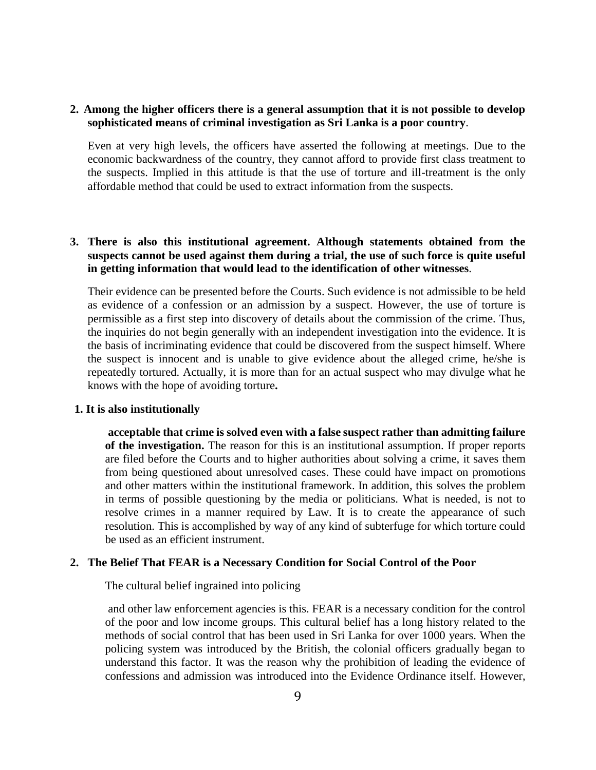2. **Among the higher officers there is a general assumption that it is not possible to develop sophisticated means of criminal investigation as Sri Lanka is a poor country**.

   Even at very high levels, the officers have asserted the following at meetings. Due to the economic backwardness of the country, they cannot afford to provide first class treatment to the suspects. Implied in this attitude is that the use of torture and ill-treatment is the only affordable method that could be used to extract information from the suspects.

3. **There is also this institutional agreement. Although statements obtained from the suspects cannot be used against them during a trial, the use of such force is quite useful in getting information that would lead to the identification of other witnesses**.

   Their evidence can be presented before the Courts. Such evidence is not admissible to be held as evidence of a confession or an admission by a suspect. However, the use of torture is permissible as a first step into discovery of details about the commission of the crime. Thus, the inquiries do not begin generally with an independent investigation into the evidence. It is the basis of incriminating evidence that could be discovered from the suspect himself. Where the suspect is innocent and is unable to give evidence about the alleged crime, he/she is repeatedly tortured. Actually, it is more than for an actual suspect who may divulge what he knows with the hope of avoiding torture**.**

1. **It is also institutionally**

   **acceptable that crime is solved even with a false suspect rather than admitting failure of the investigation.** The reason for this is an institutional assumption. If proper reports are filed before the Courts and to higher authorities about solving a crime, it saves them from being questioned about unresolved cases. These could have impact on promotions and other matters within the institutional framework. In addition, this solves the problem in terms of possible questioning by the media or politicians. What is needed, is not to resolve crimes in a manner required by Law. It is to create the appearance of such resolution. This is accomplished by way of any kind of subterfuge for which torture could be used as an efficient instrument.

2. **The Belief That FEAR is a Necessary Condition for Social Control of the Poor**

   The cultural belief ingrained into policing

   and other law enforcement agencies is this. FEAR is a necessary condition for the control of the poor and low income groups. This cultural belief has a long history related to the methods of social control that has been used in Sri Lanka for over 1000 years. When the policing system was introduced by the British, the colonial officers gradually began to understand this factor. It was the reason why the prohibition of leading the evidence of confessions and admission was introduced into the Evidence Ordinance itself. However,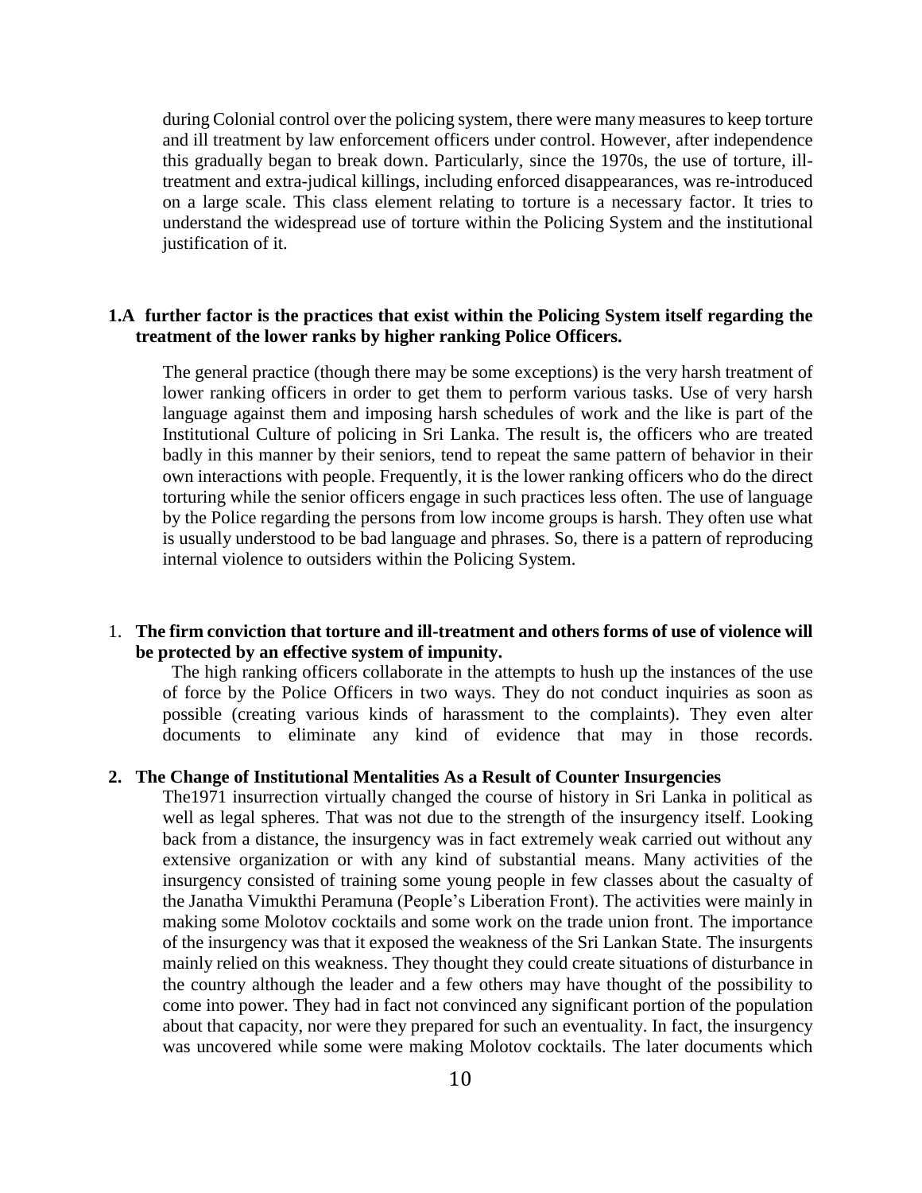during Colonial control over the policing system, there were many measures to keep torture and ill treatment by law enforcement officers under control. However, after independence this gradually began to break down. Particularly, since the 1970s, the use of torture, ill-treatment and extra-judical killings, including enforced disappearances, was re-introduced on a large scale. This class element relating to torture is a necessary factor. It tries to understand the widespread use of torture within the Policing System and the institutional justification of it.

**1.A further factor is the practices that exist within the Policing System itself regarding the treatment of the lower ranks by higher ranking Police Officers.**

The general practice (though there may be some exceptions) is the very harsh treatment of lower ranking officers in order to get them to perform various tasks. Use of very harsh language against them and imposing harsh schedules of work and the like is part of the Institutional Culture of policing in Sri Lanka. The result is, the officers who are treated badly in this manner by their seniors, tend to repeat the same pattern of behavior in their own interactions with people. Frequently, it is the lower ranking officers who do the direct torturing while the senior officers engage in such practices less often. The use of language by the Police regarding the persons from low income groups is harsh. They often use what is usually understood to be bad language and phrases. So, there is a pattern of reproducing internal violence to outsiders within the Policing System.

1. **The firm conviction that torture and ill-treatment and others forms of use of violence will be protected by an effective system of impunity.**

   The high ranking officers collaborate in the attempts to hush up the instances of the use of force by the Police Officers in two ways. They do not conduct inquiries as soon as possible (creating various kinds of harassment to the complaints). They even alter documents to eliminate any kind of evidence that may in those records.

2. **The Change of Institutional Mentalities As a Result of Counter Insurgencies**

   The1971 insurrection virtually changed the course of history in Sri Lanka in political as well as legal spheres. That was not due to the strength of the insurgency itself. Looking back from a distance, the insurgency was in fact extremely weak carried out without any extensive organization or with any kind of substantial means. Many activities of the insurgency consisted of training some young people in few classes about the casualty of the Janatha Vimukthi Peramuna (People's Liberation Front). The activities were mainly in making some Molotov cocktails and some work on the trade union front. The importance of the insurgency was that it exposed the weakness of the Sri Lankan State. The insurgents mainly relied on this weakness. They thought they could create situations of disturbance in the country although the leader and a few others may have thought of the possibility to come into power. They had in fact not convinced any significant portion of the population about that capacity, nor were they prepared for such an eventuality. In fact, the insurgency was uncovered while some were making Molotov cocktails. The later documents which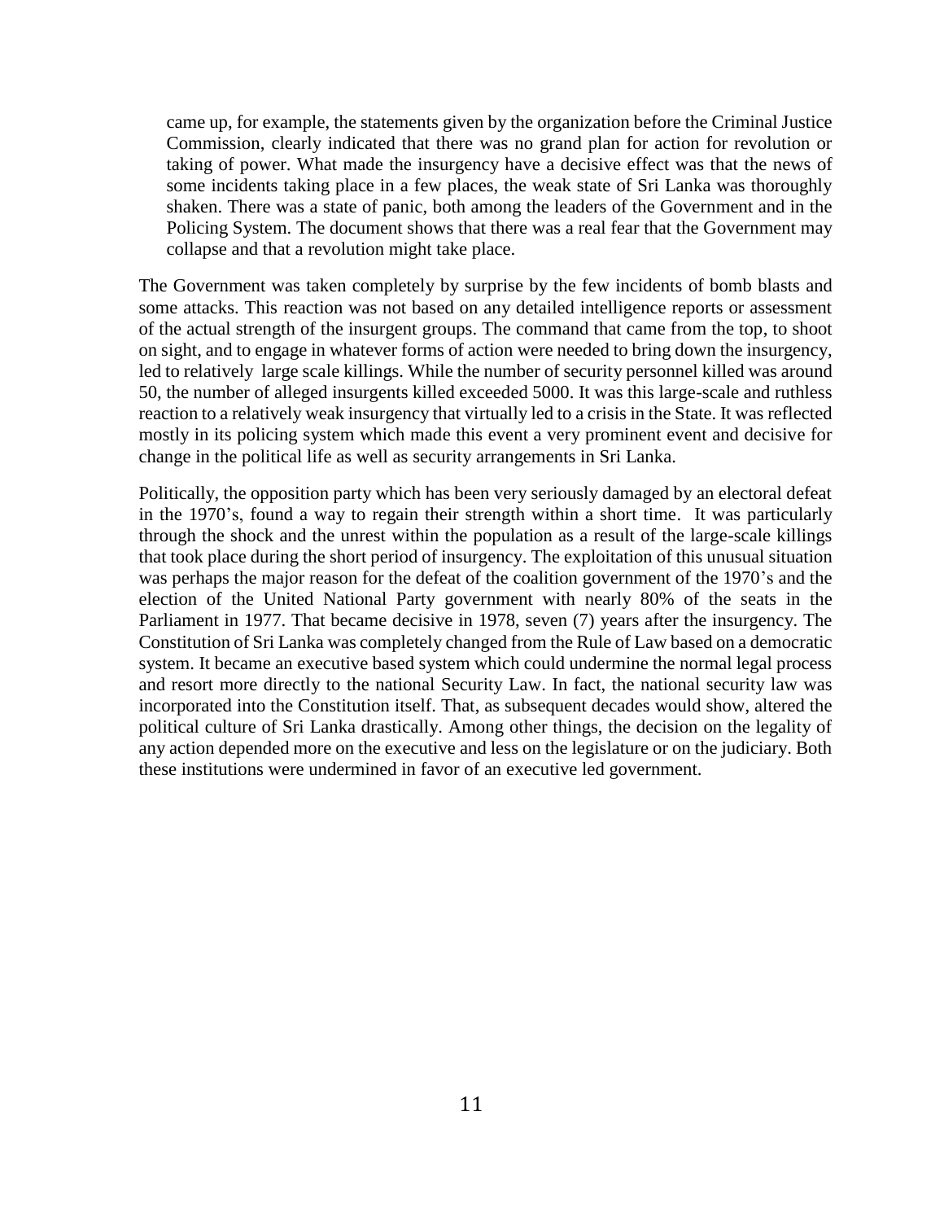> came up, for example, the statements given by the organization before the Criminal Justice Commission, clearly indicated that there was no grand plan for action for revolution or taking of power. What made the insurgency have a decisive effect was that the news of some incidents taking place in a few places, the weak state of Sri Lanka was thoroughly shaken. There was a state of panic, both among the leaders of the Government and in the Policing System. The document shows that there was a real fear that the Government may collapse and that a revolution might take place.

The Government was taken completely by surprise by the few incidents of bomb blasts and some attacks. This reaction was not based on any detailed intelligence reports or assessment of the actual strength of the insurgent groups. The command that came from the top, to shoot on sight, and to engage in whatever forms of action were needed to bring down the insurgency, led to relatively large scale killings. While the number of security personnel killed was around 50, the number of alleged insurgents killed exceeded 5000. It was this large-scale and ruthless reaction to a relatively weak insurgency that virtually led to a crisis in the State. It was reflected mostly in its policing system which made this event a very prominent event and decisive for change in the political life as well as security arrangements in Sri Lanka.

Politically, the opposition party which has been very seriously damaged by an electoral defeat in the 1970's, found a way to regain their strength within a short time. It was particularly through the shock and the unrest within the population as a result of the large-scale killings that took place during the short period of insurgency. The exploitation of this unusual situation was perhaps the major reason for the defeat of the coalition government of the 1970's and the election of the United National Party government with nearly 80% of the seats in the Parliament in 1977. That became decisive in 1978, seven (7) years after the insurgency. The Constitution of Sri Lanka was completely changed from the Rule of Law based on a democratic system. It became an executive based system which could undermine the normal legal process and resort more directly to the national Security Law. In fact, the national security law was incorporated into the Constitution itself. That, as subsequent decades would show, altered the political culture of Sri Lanka drastically. Among other things, the decision on the legality of any action depended more on the executive and less on the legislature or on the judiciary. Both these institutions were undermined in favor of an executive led government.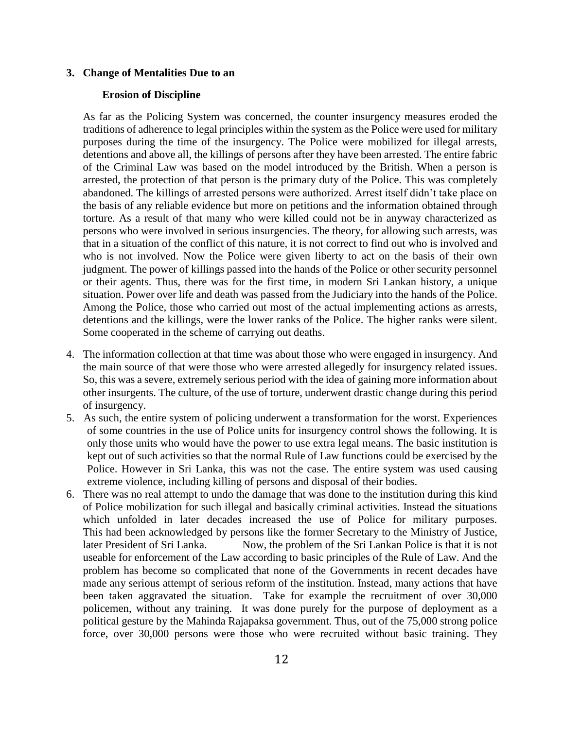### 3. Change of Mentalities Due to an Erosion of Discipline

As far as the Policing System was concerned, the counter insurgency measures eroded the traditions of adherence to legal principles within the system as the Police were used for military purposes during the time of the insurgency. The Police were mobilized for illegal arrests, detentions and above all, the killings of persons after they have been arrested. The entire fabric of the Criminal Law was based on the model introduced by the British. When a person is arrested, the protection of that person is the primary duty of the Police. This was completely abandoned. The killings of arrested persons were authorized. Arrest itself didn't take place on the basis of any reliable evidence but more on petitions and the information obtained through torture. As a result of that many who were killed could not be in anyway characterized as persons who were involved in serious insurgencies. The theory, for allowing such arrests, was that in a situation of the conflict of this nature, it is not correct to find out who is involved and who is not involved. Now the Police were given liberty to act on the basis of their own judgment. The power of killings passed into the hands of the Police or other security personnel or their agents. Thus, there was for the first time, in modern Sri Lankan history, a unique situation. Power over life and death was passed from the Judiciary into the hands of the Police. Among the Police, those who carried out most of the actual implementing actions as arrests, detentions and the killings, were the lower ranks of the Police. The higher ranks were silent. Some cooperated in the scheme of carrying out deaths.

4. The information collection at that time was about those who were engaged in insurgency. And the main source of that were those who were arrested allegedly for insurgency related issues. So, this was a severe, extremely serious period with the idea of gaining more information about other insurgents. The culture, of the use of torture, underwent drastic change during this period of insurgency.
5. As such, the entire system of policing underwent a transformation for the worst. Experiences of some countries in the use of Police units for insurgency control shows the following. It is only those units who would have the power to use extra legal means. The basic institution is kept out of such activities so that the normal Rule of Law functions could be exercised by the Police. However in Sri Lanka, this was not the case. The entire system was used causing extreme violence, including killing of persons and disposal of their bodies.
6. There was no real attempt to undo the damage that was done to the institution during this kind of Police mobilization for such illegal and basically criminal activities. Instead the situations which unfolded in later decades increased the use of Police for military purposes. This had been acknowledged by persons like the former Secretary to the Ministry of Justice, later President of Sri Lanka. Now, the problem of the Sri Lankan Police is that it is not useable for enforcement of the Law according to basic principles of the Rule of Law. And the problem has become so complicated that none of the Governments in recent decades have made any serious attempt of serious reform of the institution. Instead, many actions that have been taken aggravated the situation. Take for example the recruitment of over 30,000 policemen, without any training. It was done purely for the purpose of deployment as a political gesture by the Mahinda Rajapaksa government. Thus, out of the 75,000 strong police force, over 30,000 persons were those who were recruited without basic training. They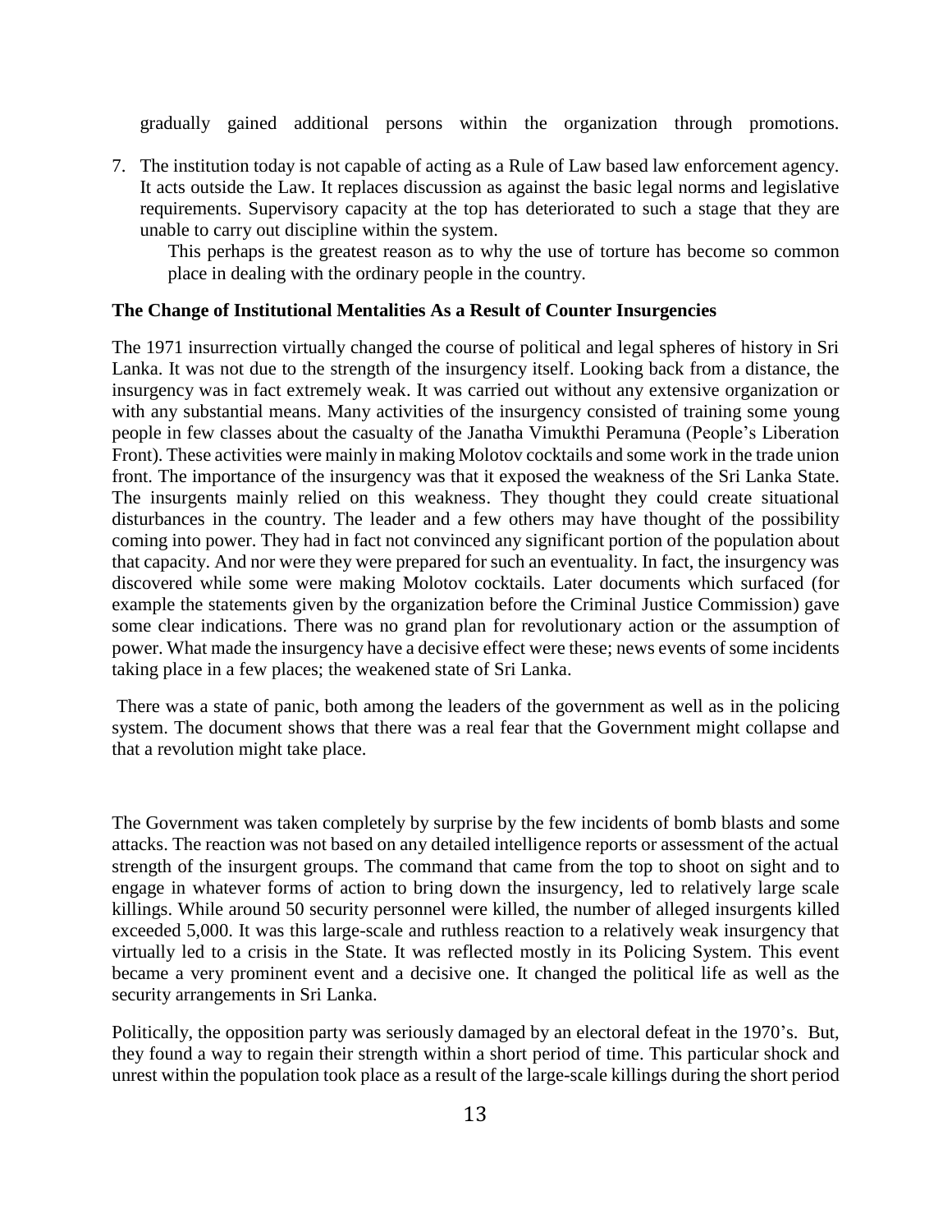gradually gained additional persons within the organization through promotions.

7. The institution today is not capable of acting as a Rule of Law based law enforcement agency. It acts outside the Law. It replaces discussion as against the basic legal norms and legislative requirements. Supervisory capacity at the top has deteriorated to such a stage that they are unable to carry out discipline within the system.

   This perhaps is the greatest reason as to why the use of torture has become so common place in dealing with the ordinary people in the country.

**The Change of Institutional Mentalities As a Result of Counter Insurgencies**

The 1971 insurrection virtually changed the course of political and legal spheres of history in Sri Lanka. It was not due to the strength of the insurgency itself. Looking back from a distance, the insurgency was in fact extremely weak. It was carried out without any extensive organization or with any substantial means. Many activities of the insurgency consisted of training some young people in few classes about the casualty of the Janatha Vimukthi Peramuna (People's Liberation Front). These activities were mainly in making Molotov cocktails and some work in the trade union front. The importance of the insurgency was that it exposed the weakness of the Sri Lanka State. The insurgents mainly relied on this weakness. They thought they could create situational disturbances in the country. The leader and a few others may have thought of the possibility coming into power. They had in fact not convinced any significant portion of the population about that capacity. And nor were they were prepared for such an eventuality. In fact, the insurgency was discovered while some were making Molotov cocktails. Later documents which surfaced (for example the statements given by the organization before the Criminal Justice Commission) gave some clear indications. There was no grand plan for revolutionary action or the assumption of power. What made the insurgency have a decisive effect were these; news events of some incidents taking place in a few places; the weakened state of Sri Lanka.

There was a state of panic, both among the leaders of the government as well as in the policing system. The document shows that there was a real fear that the Government might collapse and that a revolution might take place.

The Government was taken completely by surprise by the few incidents of bomb blasts and some attacks. The reaction was not based on any detailed intelligence reports or assessment of the actual strength of the insurgent groups. The command that came from the top to shoot on sight and to engage in whatever forms of action to bring down the insurgency, led to relatively large scale killings. While around 50 security personnel were killed, the number of alleged insurgents killed exceeded 5,000. It was this large-scale and ruthless reaction to a relatively weak insurgency that virtually led to a crisis in the State. It was reflected mostly in its Policing System. This event became a very prominent event and a decisive one. It changed the political life as well as the security arrangements in Sri Lanka.

Politically, the opposition party was seriously damaged by an electoral defeat in the 1970's. But, they found a way to regain their strength within a short period of time. This particular shock and unrest within the population took place as a result of the large-scale killings during the short period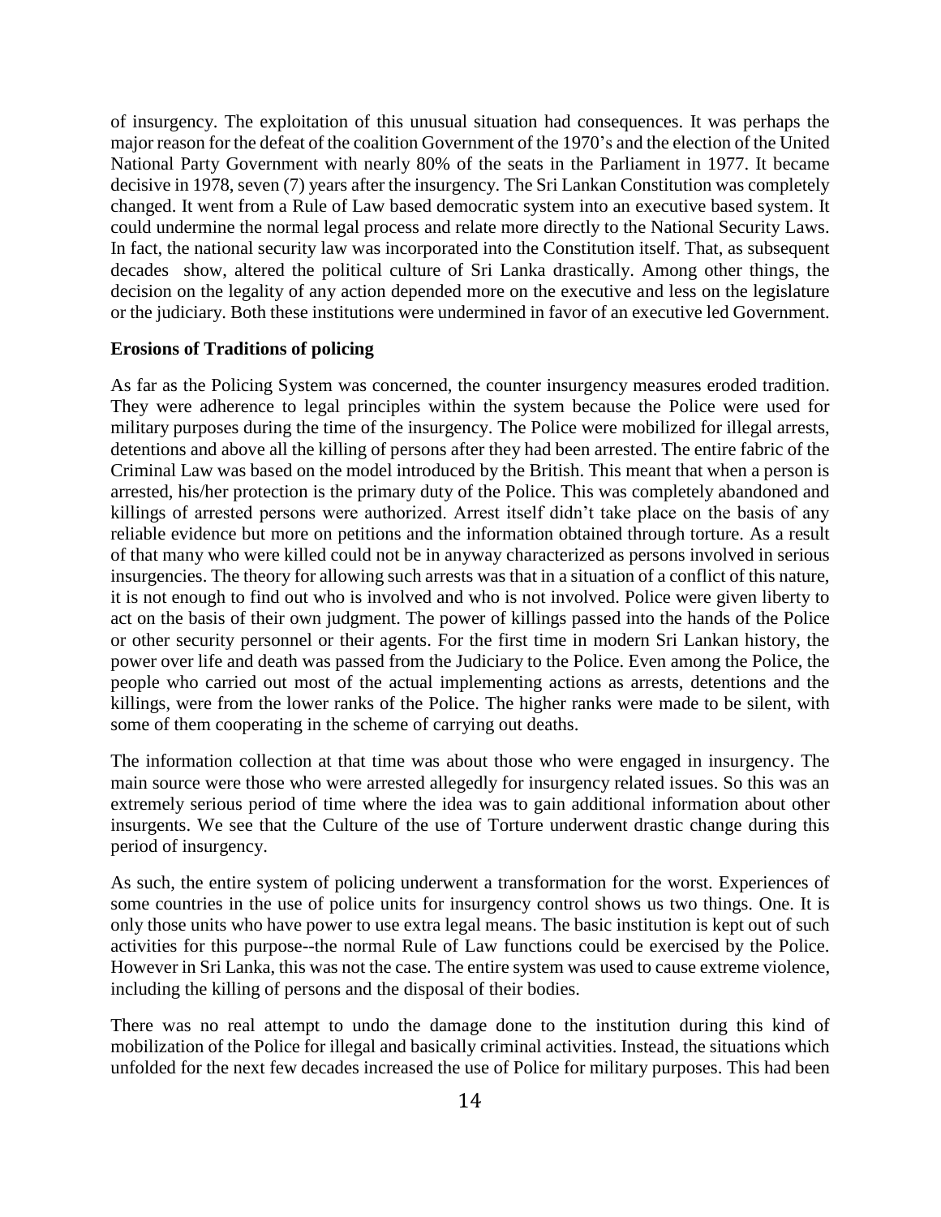of insurgency. The exploitation of this unusual situation had consequences. It was perhaps the major reason for the defeat of the coalition Government of the 1970's and the election of the United National Party Government with nearly 80% of the seats in the Parliament in 1977. It became decisive in 1978, seven (7) years after the insurgency. The Sri Lankan Constitution was completely changed. It went from a Rule of Law based democratic system into an executive based system. It could undermine the normal legal process and relate more directly to the National Security Laws. In fact, the national security law was incorporated into the Constitution itself. That, as subsequent decades show, altered the political culture of Sri Lanka drastically. Among other things, the decision on the legality of any action depended more on the executive and less on the legislature or the judiciary. Both these institutions were undermined in favor of an executive led Government.

**Erosions of Traditions of policing**

As far as the Policing System was concerned, the counter insurgency measures eroded tradition. They were adherence to legal principles within the system because the Police were used for military purposes during the time of the insurgency. The Police were mobilized for illegal arrests, detentions and above all the killing of persons after they had been arrested. The entire fabric of the Criminal Law was based on the model introduced by the British. This meant that when a person is arrested, his/her protection is the primary duty of the Police. This was completely abandoned and killings of arrested persons were authorized. Arrest itself didn't take place on the basis of any reliable evidence but more on petitions and the information obtained through torture. As a result of that many who were killed could not be in anyway characterized as persons involved in serious insurgencies. The theory for allowing such arrests was that in a situation of a conflict of this nature, it is not enough to find out who is involved and who is not involved. Police were given liberty to act on the basis of their own judgment. The power of killings passed into the hands of the Police or other security personnel or their agents. For the first time in modern Sri Lankan history, the power over life and death was passed from the Judiciary to the Police. Even among the Police, the people who carried out most of the actual implementing actions as arrests, detentions and the killings, were from the lower ranks of the Police. The higher ranks were made to be silent, with some of them cooperating in the scheme of carrying out deaths.

The information collection at that time was about those who were engaged in insurgency. The main source were those who were arrested allegedly for insurgency related issues. So this was an extremely serious period of time where the idea was to gain additional information about other insurgents. We see that the Culture of the use of Torture underwent drastic change during this period of insurgency.

As such, the entire system of policing underwent a transformation for the worst. Experiences of some countries in the use of police units for insurgency control shows us two things. One. It is only those units who have power to use extra legal means. The basic institution is kept out of such activities for this purpose--the normal Rule of Law functions could be exercised by the Police. However in Sri Lanka, this was not the case. The entire system was used to cause extreme violence, including the killing of persons and the disposal of their bodies.

There was no real attempt to undo the damage done to the institution during this kind of mobilization of the Police for illegal and basically criminal activities. Instead, the situations which unfolded for the next few decades increased the use of Police for military purposes. This had been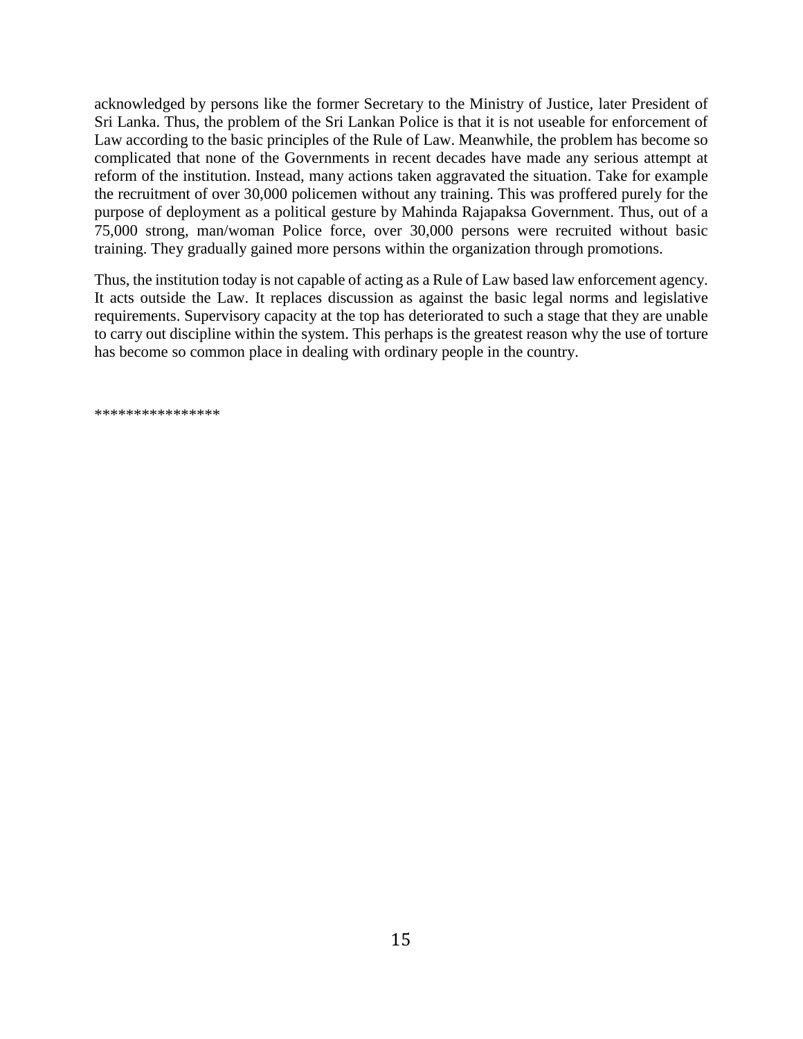acknowledged by persons like the former Secretary to the Ministry of Justice, later President of Sri Lanka. Thus, the problem of the Sri Lankan Police is that it is not useable for enforcement of Law according to the basic principles of the Rule of Law. Meanwhile, the problem has become so complicated that none of the Governments in recent decades have made any serious attempt at reform of the institution. Instead, many actions taken aggravated the situation. Take for example the recruitment of over 30,000 policemen without any training. This was proffered purely for the purpose of deployment as a political gesture by Mahinda Rajapaksa Government. Thus, out of a 75,000 strong, man/woman Police force, over 30,000 persons were recruited without basic training. They gradually gained more persons within the organization through promotions.

Thus, the institution today is not capable of acting as a Rule of Law based law enforcement agency. It acts outside the Law. It replaces discussion as against the basic legal norms and legislative requirements. Supervisory capacity at the top has deteriorated to such a stage that they are unable to carry out discipline within the system. This perhaps is the greatest reason why the use of torture has become so common place in dealing with ordinary people in the country.

****************